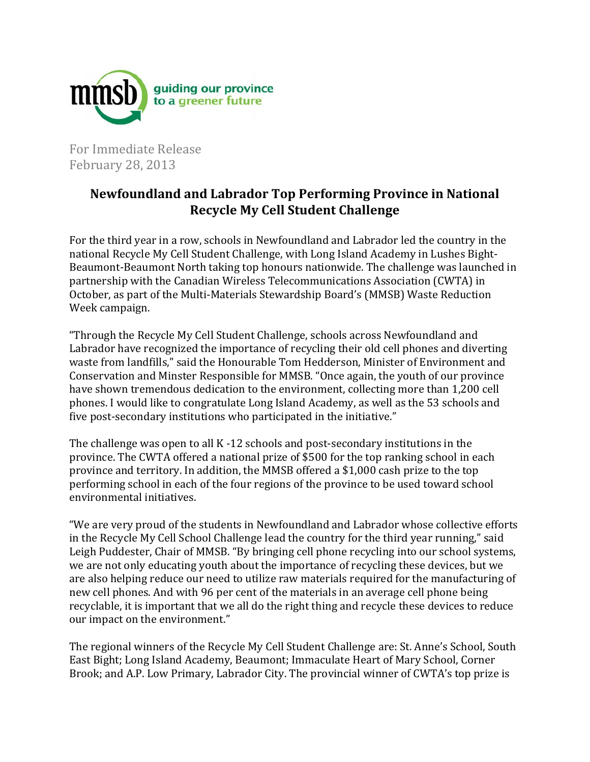mmsb guiding our province to a greener future

For Immediate Release
February 28, 2013

# Newfoundland and Labrador Top Performing Province in National Recycle My Cell Student Challenge

For the third year in a row, schools in Newfoundland and Labrador led the country in the national Recycle My Cell Student Challenge, with Long Island Academy in Lushes Bight-Beaumont-Beaumont North taking top honours nationwide. The challenge was launched in partnership with the Canadian Wireless Telecommunications Association (CWTA) in October, as part of the Multi-Materials Stewardship Board's (MMSB) Waste Reduction Week campaign.

"Through the Recycle My Cell Student Challenge, schools across Newfoundland and Labrador have recognized the importance of recycling their old cell phones and diverting waste from landfills," said the Honourable Tom Hedderson, Minister of Environment and Conservation and Minster Responsible for MMSB. "Once again, the youth of our province have shown tremendous dedication to the environment, collecting more than 1,200 cell phones. I would like to congratulate Long Island Academy, as well as the 53 schools and five post-secondary institutions who participated in the initiative."

The challenge was open to all K -12 schools and post-secondary institutions in the province. The CWTA offered a national prize of $500 for the top ranking school in each province and territory. In addition, the MMSB offered a $1,000 cash prize to the top performing school in each of the four regions of the province to be used toward school environmental initiatives.

"We are very proud of the students in Newfoundland and Labrador whose collective efforts in the Recycle My Cell School Challenge lead the country for the third year running," said Leigh Puddester, Chair of MMSB. "By bringing cell phone recycling into our school systems, we are not only educating youth about the importance of recycling these devices, but we are also helping reduce our need to utilize raw materials required for the manufacturing of new cell phones. And with 96 per cent of the materials in an average cell phone being recyclable, it is important that we all do the right thing and recycle these devices to reduce our impact on the environment."

The regional winners of the Recycle My Cell Student Challenge are: St. Anne's School, South East Bight; Long Island Academy, Beaumont; Immaculate Heart of Mary School, Corner Brook; and A.P. Low Primary, Labrador City. The provincial winner of CWTA's top prize is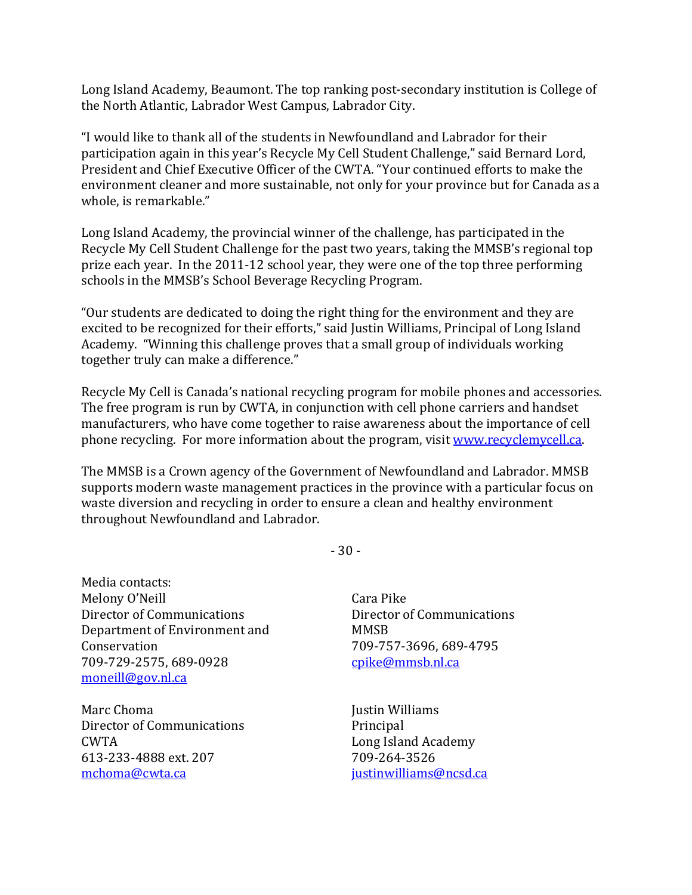Long Island Academy, Beaumont. The top ranking post-secondary institution is College of the North Atlantic, Labrador West Campus, Labrador City.

"I would like to thank all of the students in Newfoundland and Labrador for their participation again in this year's Recycle My Cell Student Challenge," said Bernard Lord, President and Chief Executive Officer of the CWTA. "Your continued efforts to make the environment cleaner and more sustainable, not only for your province but for Canada as a whole, is remarkable."

Long Island Academy, the provincial winner of the challenge, has participated in the Recycle My Cell Student Challenge for the past two years, taking the MMSB's regional top prize each year. In the 2011-12 school year, they were one of the top three performing schools in the MMSB's School Beverage Recycling Program.

"Our students are dedicated to doing the right thing for the environment and they are excited to be recognized for their efforts," said Justin Williams, Principal of Long Island Academy. "Winning this challenge proves that a small group of individuals working together truly can make a difference."

Recycle My Cell is Canada's national recycling program for mobile phones and accessories. The free program is run by CWTA, in conjunction with cell phone carriers and handset manufacturers, who have come together to raise awareness about the importance of cell phone recycling. For more information about the program, visit [www.recyclemycell.ca](http://www.recyclemycell.ca).

The MMSB is a Crown agency of the Government of Newfoundland and Labrador. MMSB supports modern waste management practices in the province with a particular focus on waste diversion and recycling in order to ensure a clean and healthy environment throughout Newfoundland and Labrador.

\- 30 -

Media contacts:

Melony O'Neill
Director of Communications
Department of Environment and Conservation
709-729-2575, 689-0928
moneill@gov.nl.ca

Cara Pike
Director of Communications
MMSB
709-757-3696, 689-4795
cpike@mmsb.nl.ca

Marc Choma
Director of Communications
CWTA
613-233-4888 ext. 207
mchoma@cwta.ca

Justin Williams
Principal
Long Island Academy
709-264-3526
justinwilliams@ncsd.ca